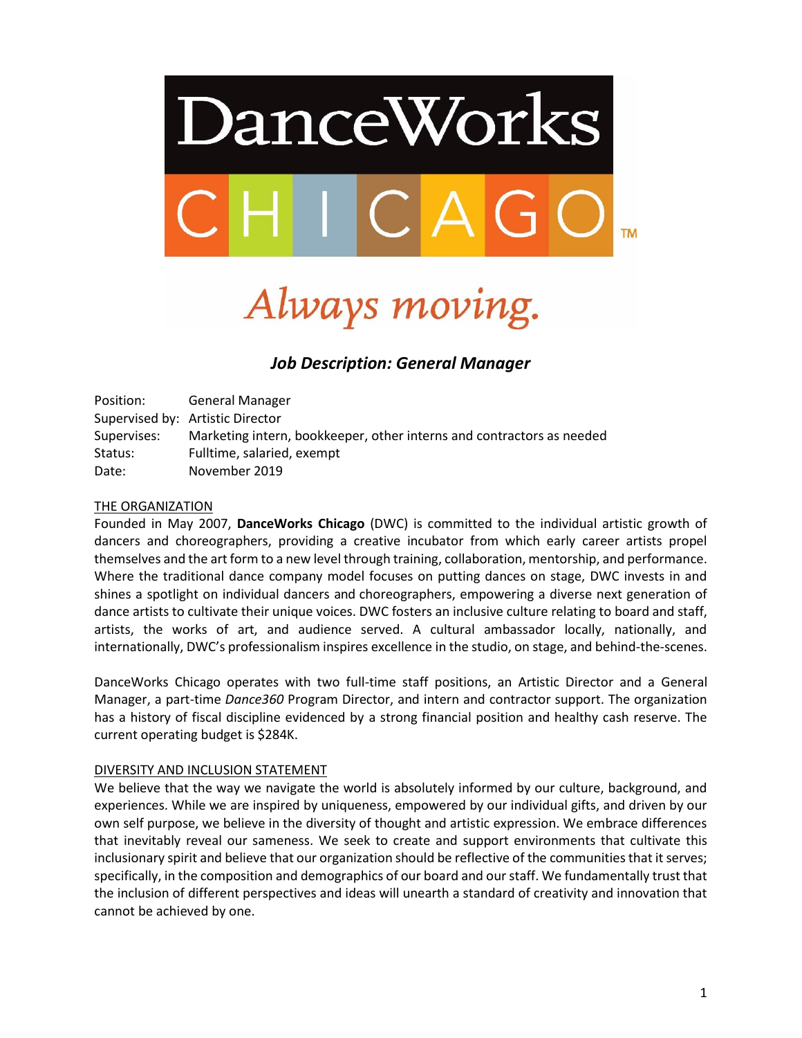DanceWorks CHICAGO™

*Always moving.*

## *Job Description: General Manager*

| | |
|---|---|
| Position: | General Manager |
| Supervised by: | Artistic Director |
| Supervises: | Marketing intern, bookkeeper, other interns and contractors as needed |
| Status: | Fulltime, salaried, exempt |
| Date: | November 2019 |

### THE ORGANIZATION

Founded in May 2007, **DanceWorks Chicago** (DWC) is committed to the individual artistic growth of dancers and choreographers, providing a creative incubator from which early career artists propel themselves and the art form to a new level through training, collaboration, mentorship, and performance. Where the traditional dance company model focuses on putting dances on stage, DWC invests in and shines a spotlight on individual dancers and choreographers, empowering a diverse next generation of dance artists to cultivate their unique voices. DWC fosters an inclusive culture relating to board and staff, artists, the works of art, and audience served. A cultural ambassador locally, nationally, and internationally, DWC's professionalism inspires excellence in the studio, on stage, and behind-the-scenes.

DanceWorks Chicago operates with two full-time staff positions, an Artistic Director and a General Manager, a part-time *Dance360* Program Director, and intern and contractor support. The organization has a history of fiscal discipline evidenced by a strong financial position and healthy cash reserve. The current operating budget is $284K.

### DIVERSITY AND INCLUSION STATEMENT

We believe that the way we navigate the world is absolutely informed by our culture, background, and experiences. While we are inspired by uniqueness, empowered by our individual gifts, and driven by our own self purpose, we believe in the diversity of thought and artistic expression. We embrace differences that inevitably reveal our sameness. We seek to create and support environments that cultivate this inclusionary spirit and believe that our organization should be reflective of the communities that it serves; specifically, in the composition and demographics of our board and our staff. We fundamentally trust that the inclusion of different perspectives and ideas will unearth a standard of creativity and innovation that cannot be achieved by one.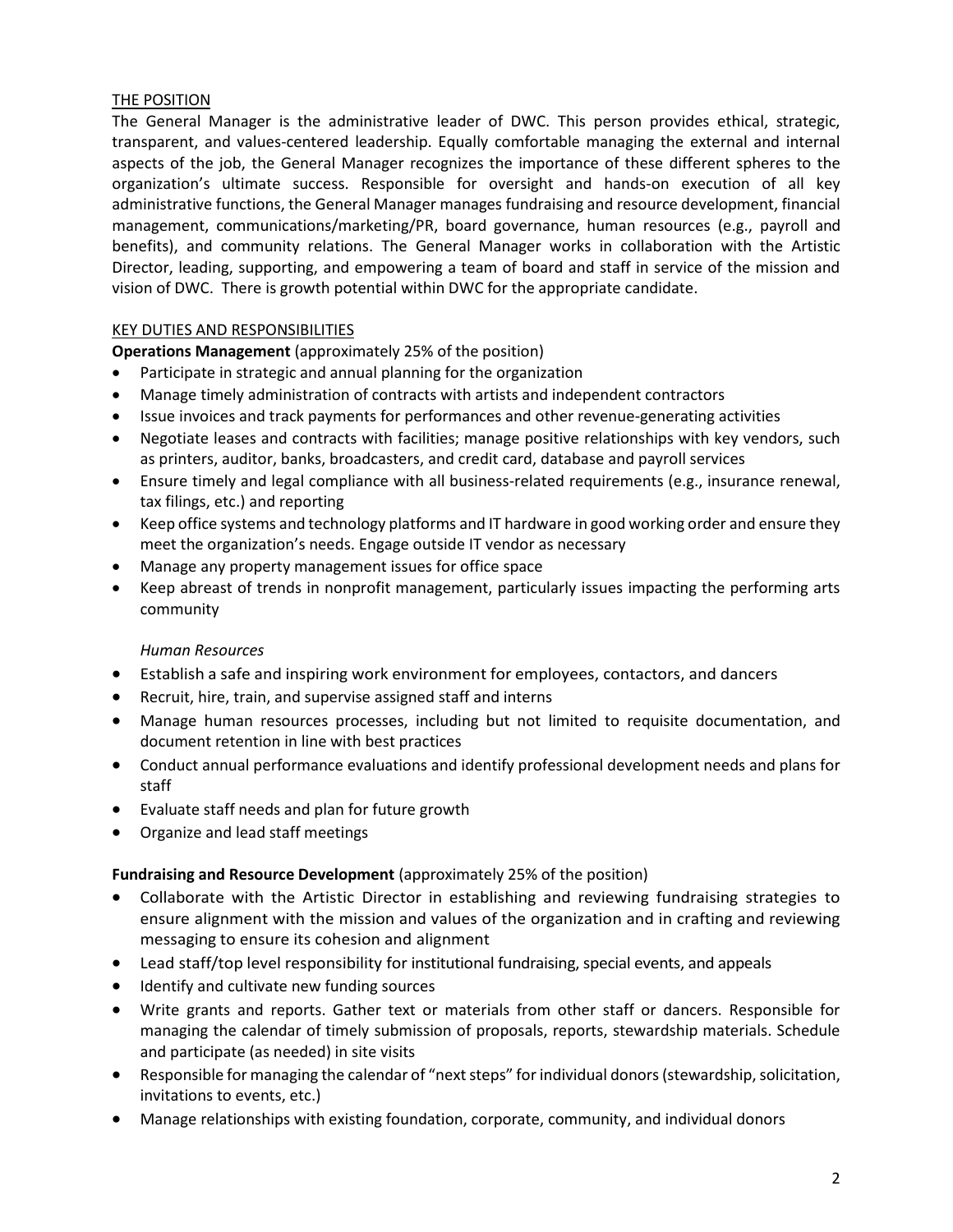## THE POSITION

The General Manager is the administrative leader of DWC. This person provides ethical, strategic, transparent, and values-centered leadership. Equally comfortable managing the external and internal aspects of the job, the General Manager recognizes the importance of these different spheres to the organization's ultimate success. Responsible for oversight and hands-on execution of all key administrative functions, the General Manager manages fundraising and resource development, financial management, communications/marketing/PR, board governance, human resources (e.g., payroll and benefits), and community relations. The General Manager works in collaboration with the Artistic Director, leading, supporting, and empowering a team of board and staff in service of the mission and vision of DWC. There is growth potential within DWC for the appropriate candidate.

## KEY DUTIES AND RESPONSIBILITIES

**Operations Management** (approximately 25% of the position)

- Participate in strategic and annual planning for the organization
- Manage timely administration of contracts with artists and independent contractors
- Issue invoices and track payments for performances and other revenue-generating activities
- Negotiate leases and contracts with facilities; manage positive relationships with key vendors, such as printers, auditor, banks, broadcasters, and credit card, database and payroll services
- Ensure timely and legal compliance with all business-related requirements (e.g., insurance renewal, tax filings, etc.) and reporting
- Keep office systems and technology platforms and IT hardware in good working order and ensure they meet the organization's needs. Engage outside IT vendor as necessary
- Manage any property management issues for office space
- Keep abreast of trends in nonprofit management, particularly issues impacting the performing arts community

*Human Resources*

- Establish a safe and inspiring work environment for employees, contactors, and dancers
- Recruit, hire, train, and supervise assigned staff and interns
- Manage human resources processes, including but not limited to requisite documentation, and document retention in line with best practices
- Conduct annual performance evaluations and identify professional development needs and plans for staff
- Evaluate staff needs and plan for future growth
- Organize and lead staff meetings

**Fundraising and Resource Development** (approximately 25% of the position)

- Collaborate with the Artistic Director in establishing and reviewing fundraising strategies to ensure alignment with the mission and values of the organization and in crafting and reviewing messaging to ensure its cohesion and alignment
- Lead staff/top level responsibility for institutional fundraising, special events, and appeals
- Identify and cultivate new funding sources
- Write grants and reports. Gather text or materials from other staff or dancers. Responsible for managing the calendar of timely submission of proposals, reports, stewardship materials. Schedule and participate (as needed) in site visits
- Responsible for managing the calendar of "next steps" for individual donors (stewardship, solicitation, invitations to events, etc.)
- Manage relationships with existing foundation, corporate, community, and individual donors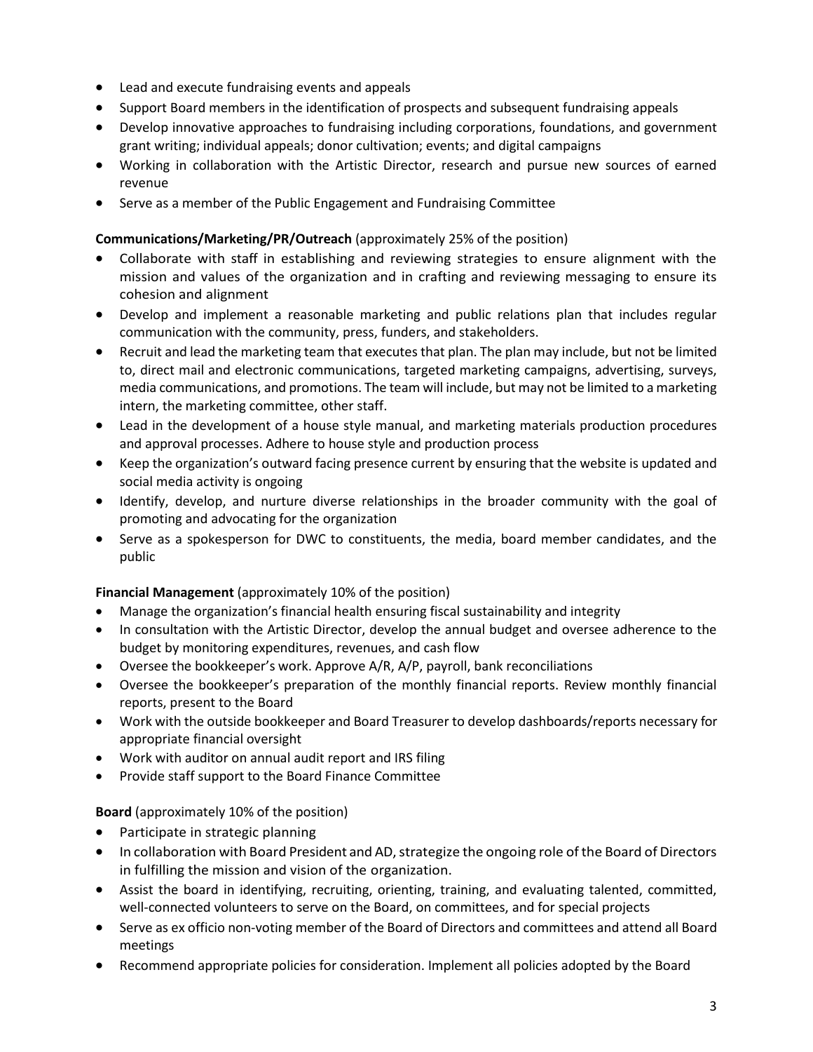- Lead and execute fundraising events and appeals
- Support Board members in the identification of prospects and subsequent fundraising appeals
- Develop innovative approaches to fundraising including corporations, foundations, and government grant writing; individual appeals; donor cultivation; events; and digital campaigns
- Working in collaboration with the Artistic Director, research and pursue new sources of earned revenue
- Serve as a member of the Public Engagement and Fundraising Committee

**Communications/Marketing/PR/Outreach** (approximately 25% of the position)

- Collaborate with staff in establishing and reviewing strategies to ensure alignment with the mission and values of the organization and in crafting and reviewing messaging to ensure its cohesion and alignment
- Develop and implement a reasonable marketing and public relations plan that includes regular communication with the community, press, funders, and stakeholders.
- Recruit and lead the marketing team that executes that plan. The plan may include, but not be limited to, direct mail and electronic communications, targeted marketing campaigns, advertising, surveys, media communications, and promotions. The team will include, but may not be limited to a marketing intern, the marketing committee, other staff.
- Lead in the development of a house style manual, and marketing materials production procedures and approval processes. Adhere to house style and production process
- Keep the organization's outward facing presence current by ensuring that the website is updated and social media activity is ongoing
- Identify, develop, and nurture diverse relationships in the broader community with the goal of promoting and advocating for the organization
- Serve as a spokesperson for DWC to constituents, the media, board member candidates, and the public

**Financial Management** (approximately 10% of the position)

- Manage the organization's financial health ensuring fiscal sustainability and integrity
- In consultation with the Artistic Director, develop the annual budget and oversee adherence to the budget by monitoring expenditures, revenues, and cash flow
- Oversee the bookkeeper's work. Approve A/R, A/P, payroll, bank reconciliations
- Oversee the bookkeeper's preparation of the monthly financial reports. Review monthly financial reports, present to the Board
- Work with the outside bookkeeper and Board Treasurer to develop dashboards/reports necessary for appropriate financial oversight
- Work with auditor on annual audit report and IRS filing
- Provide staff support to the Board Finance Committee

**Board** (approximately 10% of the position)

- Participate in strategic planning
- In collaboration with Board President and AD, strategize the ongoing role of the Board of Directors in fulfilling the mission and vision of the organization.
- Assist the board in identifying, recruiting, orienting, training, and evaluating talented, committed, well-connected volunteers to serve on the Board, on committees, and for special projects
- Serve as ex officio non-voting member of the Board of Directors and committees and attend all Board meetings
- Recommend appropriate policies for consideration. Implement all policies adopted by the Board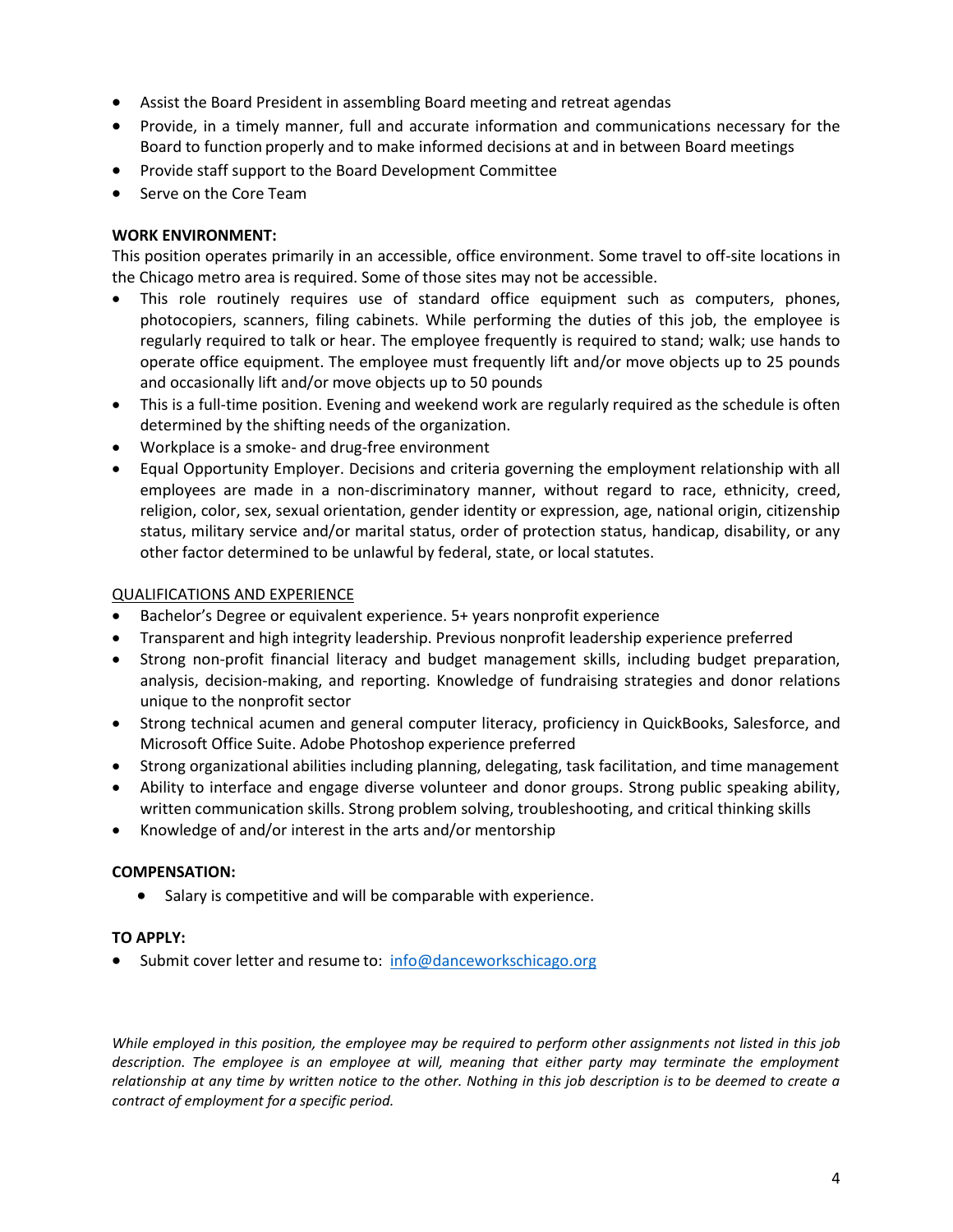- Assist the Board President in assembling Board meeting and retreat agendas
- Provide, in a timely manner, full and accurate information and communications necessary for the Board to function properly and to make informed decisions at and in between Board meetings
- Provide staff support to the Board Development Committee
- Serve on the Core Team

**WORK ENVIRONMENT:**

This position operates primarily in an accessible, office environment. Some travel to off-site locations in the Chicago metro area is required. Some of those sites may not be accessible.

- This role routinely requires use of standard office equipment such as computers, phones, photocopiers, scanners, filing cabinets. While performing the duties of this job, the employee is regularly required to talk or hear. The employee frequently is required to stand; walk; use hands to operate office equipment. The employee must frequently lift and/or move objects up to 25 pounds and occasionally lift and/or move objects up to 50 pounds
- This is a full-time position. Evening and weekend work are regularly required as the schedule is often determined by the shifting needs of the organization.
- Workplace is a smoke- and drug-free environment
- Equal Opportunity Employer. Decisions and criteria governing the employment relationship with all employees are made in a non-discriminatory manner, without regard to race, ethnicity, creed, religion, color, sex, sexual orientation, gender identity or expression, age, national origin, citizenship status, military service and/or marital status, order of protection status, handicap, disability, or any other factor determined to be unlawful by federal, state, or local statutes.

QUALIFICATIONS AND EXPERIENCE

- Bachelor's Degree or equivalent experience. 5+ years nonprofit experience
- Transparent and high integrity leadership. Previous nonprofit leadership experience preferred
- Strong non-profit financial literacy and budget management skills, including budget preparation, analysis, decision-making, and reporting. Knowledge of fundraising strategies and donor relations unique to the nonprofit sector
- Strong technical acumen and general computer literacy, proficiency in QuickBooks, Salesforce, and Microsoft Office Suite. Adobe Photoshop experience preferred
- Strong organizational abilities including planning, delegating, task facilitation, and time management
- Ability to interface and engage diverse volunteer and donor groups. Strong public speaking ability, written communication skills. Strong problem solving, troubleshooting, and critical thinking skills
- Knowledge of and/or interest in the arts and/or mentorship

**COMPENSATION:**

- Salary is competitive and will be comparable with experience.

**TO APPLY:**

- Submit cover letter and resume to: info@danceworkschicago.org

*While employed in this position, the employee may be required to perform other assignments not listed in this job description. The employee is an employee at will, meaning that either party may terminate the employment relationship at any time by written notice to the other. Nothing in this job description is to be deemed to create a contract of employment for a specific period.*